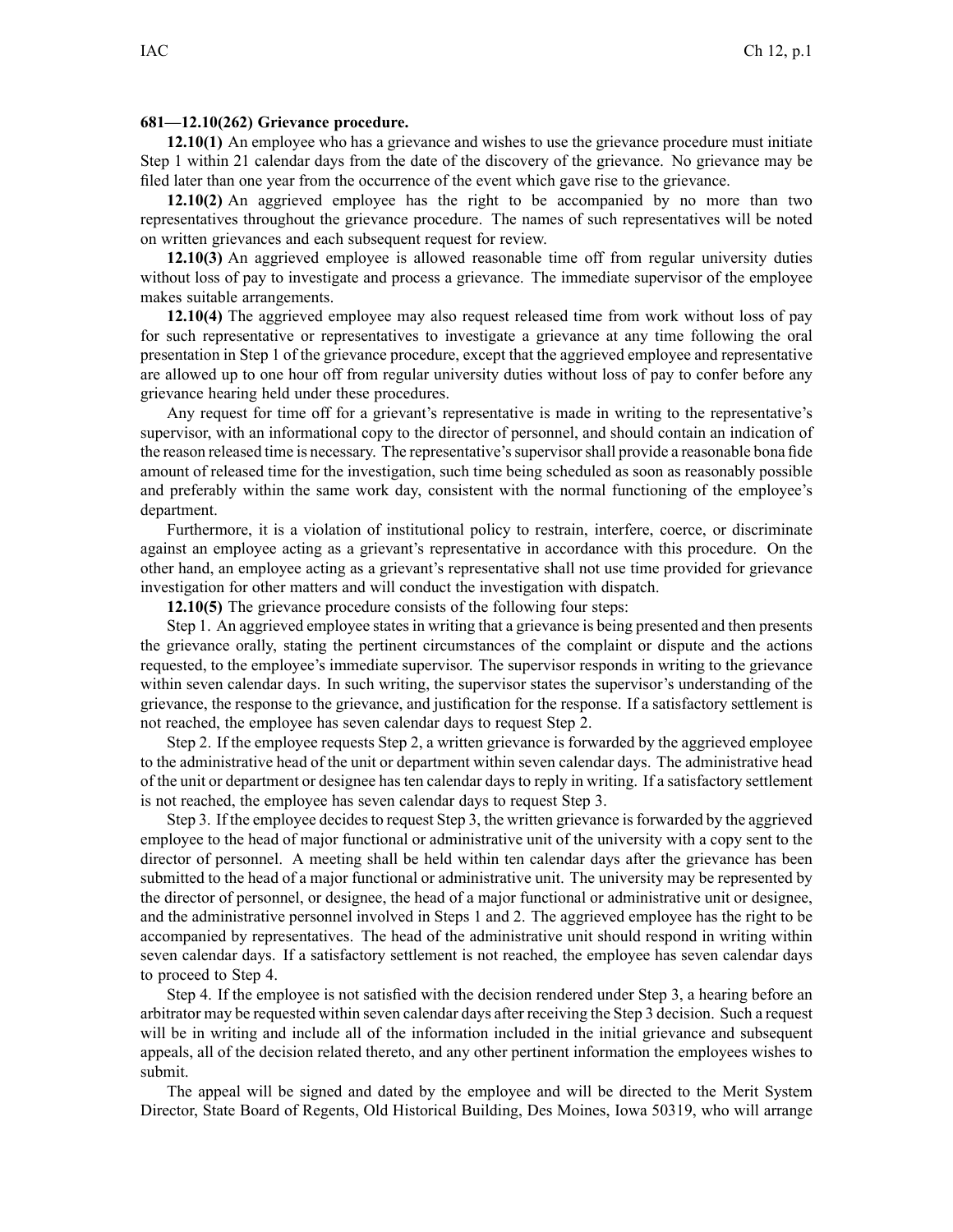**681—12.10(262) Grievance procedure.**

**12.10(1)** An employee who has a grievance and wishes to use the grievance procedure must initiate Step 1 within 21 calendar days from the date of the discovery of the grievance. No grievance may be filed later than one year from the occurrence of the event which gave rise to the grievance.

**12.10(2)** An aggrieved employee has the right to be accompanied by no more than two representatives throughout the grievance procedure. The names of such representatives will be noted on written grievances and each subsequent request for review.

**12.10(3)** An aggrieved employee is allowed reasonable time off from regular university duties without loss of pay to investigate and process a grievance. The immediate supervisor of the employee makes suitable arrangements.

**12.10(4)** The aggrieved employee may also request released time from work without loss of pay for such representative or representatives to investigate a grievance at any time following the oral presentation in Step 1 of the grievance procedure, except that the aggrieved employee and representative are allowed up to one hour off from regular university duties without loss of pay to confer before any grievance hearing held under these procedures.

Any request for time off for a grievant's representative is made in writing to the representative's supervisor, with an informational copy to the director of personnel, and should contain an indication of the reason released time is necessary. The representative's supervisor shall provide a reasonable bona fide amount of released time for the investigation, such time being scheduled as soon as reasonably possible and preferably within the same work day, consistent with the normal functioning of the employee's department.

Furthermore, it is a violation of institutional policy to restrain, interfere, coerce, or discriminate against an employee acting as a grievant's representative in accordance with this procedure. On the other hand, an employee acting as a grievant's representative shall not use time provided for grievance investigation for other matters and will conduct the investigation with dispatch.

**12.10(5)** The grievance procedure consists of the following four steps:

Step 1. An aggrieved employee states in writing that a grievance is being presented and then presents the grievance orally, stating the pertinent circumstances of the complaint or dispute and the actions requested, to the employee's immediate supervisor. The supervisor responds in writing to the grievance within seven calendar days. In such writing, the supervisor states the supervisor's understanding of the grievance, the response to the grievance, and justification for the response. If a satisfactory settlement is not reached, the employee has seven calendar days to request Step 2.

Step 2. If the employee requests Step 2, a written grievance is forwarded by the aggrieved employee to the administrative head of the unit or department within seven calendar days. The administrative head of the unit or department or designee has ten calendar days to reply in writing. If a satisfactory settlement is not reached, the employee has seven calendar days to request Step 3.

Step 3. If the employee decides to request Step 3, the written grievance is forwarded by the aggrieved employee to the head of major functional or administrative unit of the university with a copy sent to the director of personnel. A meeting shall be held within ten calendar days after the grievance has been submitted to the head of a major functional or administrative unit. The university may be represented by the director of personnel, or designee, the head of a major functional or administrative unit or designee, and the administrative personnel involved in Steps 1 and 2. The aggrieved employee has the right to be accompanied by representatives. The head of the administrative unit should respond in writing within seven calendar days. If a satisfactory settlement is not reached, the employee has seven calendar days to proceed to Step 4.

Step 4. If the employee is not satisfied with the decision rendered under Step 3, a hearing before an arbitrator may be requested within seven calendar days after receiving the Step 3 decision. Such a request will be in writing and include all of the information included in the initial grievance and subsequent appeals, all of the decision related thereto, and any other pertinent information the employees wishes to submit.

The appeal will be signed and dated by the employee and will be directed to the Merit System Director, State Board of Regents, Old Historical Building, Des Moines, Iowa 50319, who will arrange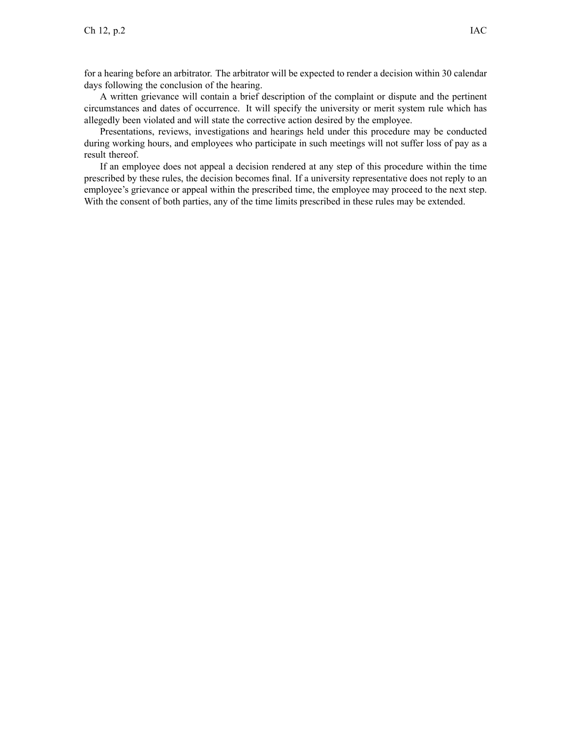for a hearing before an arbitrator. The arbitrator will be expected to render a decision within 30 calendar days following the conclusion of the hearing.

A written grievance will contain a brief description of the complaint or dispute and the pertinent circumstances and dates of occurrence. It will specify the university or merit system rule which has allegedly been violated and will state the corrective action desired by the employee.

Presentations, reviews, investigations and hearings held under this procedure may be conducted during working hours, and employees who participate in such meetings will not suffer loss of pay as a result thereof.

If an employee does not appeal a decision rendered at any step of this procedure within the time prescribed by these rules, the decision becomes final. If a university representative does not reply to an employee's grievance or appeal within the prescribed time, the employee may proceed to the next step. With the consent of both parties, any of the time limits prescribed in these rules may be extended.